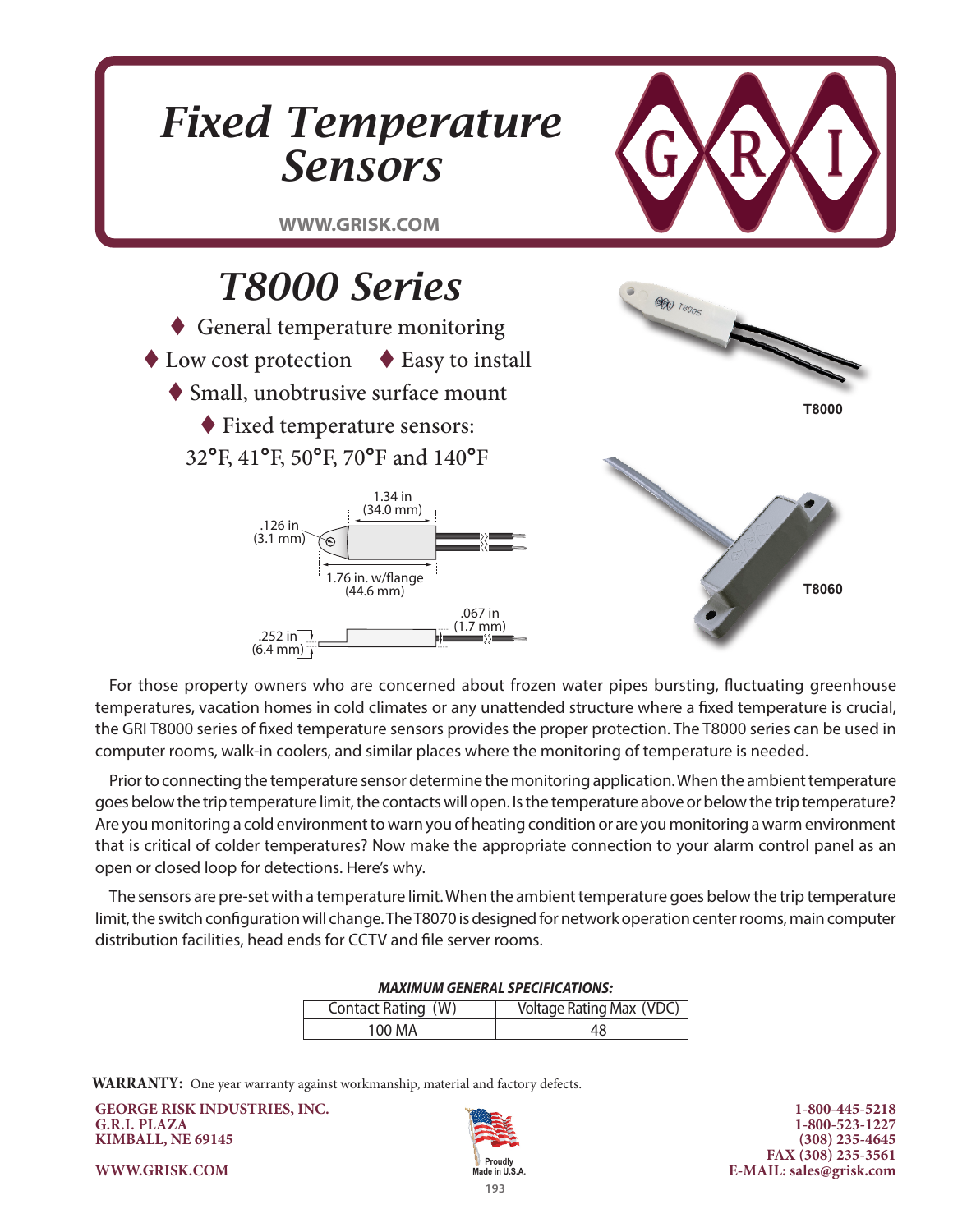# Fixed Temperature Sensors

WWW.GRISK.COM

## T8000 Series

- ♦ General temperature monitoring
- ♦ Low cost protection ♦ Easy to install
- ♦ Small, unobtrusive surface mount
- ♦ Fixed temperature sensors: 32°F, 41°F, 50°F, 70°F and 140°F

1.34 in (34.0 mm)
.126 in (3.1 mm)
1.76 in. w/flange (44.6 mm)
.067 in (1.7 mm)
.252 in (6.4 mm)

T8000

T8060

For those property owners who are concerned about frozen water pipes bursting, fluctuating greenhouse temperatures, vacation homes in cold climates or any unattended structure where a fixed temperature is crucial, the GRI T8000 series of fixed temperature sensors provides the proper protection. The T8000 series can be used in computer rooms, walk-in coolers, and similar places where the monitoring of temperature is needed.

Prior to connecting the temperature sensor determine the monitoring application. When the ambient temperature goes below the trip temperature limit, the contacts will open. Is the temperature above or below the trip temperature? Are you monitoring a cold environment to warn you of heating condition or are you monitoring a warm environment that is critical of colder temperatures? Now make the appropriate connection to your alarm control panel as an open or closed loop for detections. Here's why.

The sensors are pre-set with a temperature limit. When the ambient temperature goes below the trip temperature limit, the switch configuration will change. The T8070 is designed for network operation center rooms, main computer distribution facilities, head ends for CCTV and file server rooms.

***MAXIMUM GENERAL SPECIFICATIONS:***

| Contact Rating (W) | Voltage Rating Max (VDC) |
|---|---|
| 100 MA | 48 |

**WARRANTY:** One year warranty against workmanship, material and factory defects.

**GEORGE RISK INDUSTRIES, INC.**
**G.R.I. PLAZA**
**KIMBALL, NE 69145**

**WWW.GRISK.COM**

Proudly Made in U.S.A.

**1-800-445-5218**
**1-800-523-1227**
**(308) 235-4645**
**FAX (308) 235-3561**
**E-MAIL: sales@grisk.com**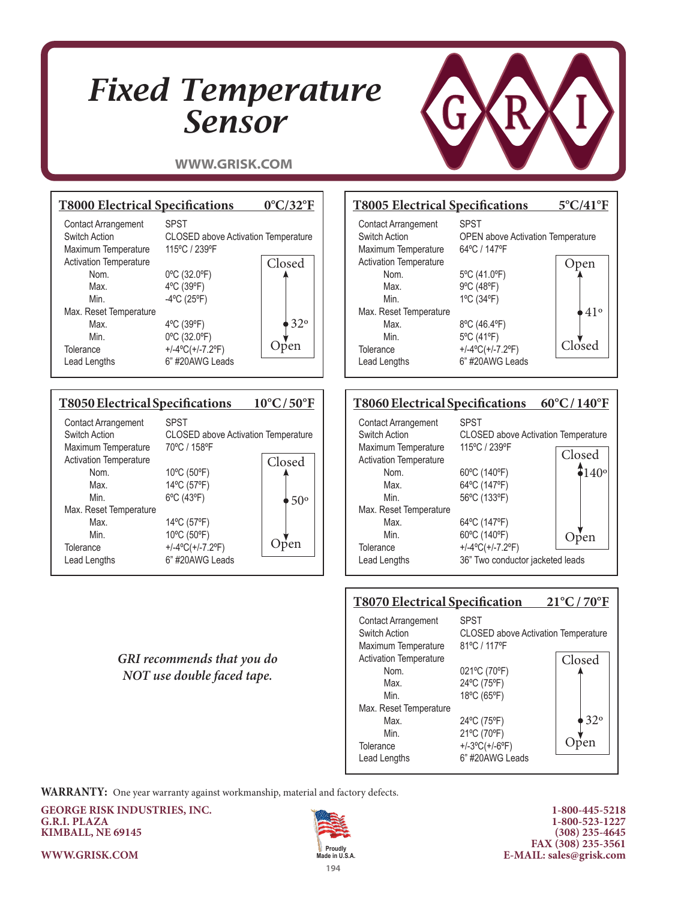# Fixed Temperature Sensor

WWW.GRISK.COM

## T8000 Electrical Specifications 0°C/32°F

| | |
|---|---|
| Contact Arrangement | SPST |
| Switch Action | CLOSED above Activation Temperature |
| Maximum Temperature | 115ºC / 239ºF |
| Activation Temperature | |
| Nom. | 0ºC (32.0ºF) |
| Max. | 4ºC (39ºF) |
| Min. | -4ºC (25ºF) |
| Max. Reset Temperature | |
| Max. | 4ºC (39ºF) |
| Min. | 0ºC (32.0ºF) |
| Tolerance | +/-4ºC(+/-7.2ºF) |
| Lead Lengths | 6" #20AWG Leads |

Closed
32º
Open

## T8005 Electrical Specifications 5°C/41°F

| | |
|---|---|
| Contact Arrangement | SPST |
| Switch Action | OPEN above Activation Temperature |
| Maximum Temperature | 64ºC / 147ºF |
| Activation Temperature | |
| Nom. | 5ºC (41.0ºF) |
| Max. | 9ºC (48ºF) |
| Min. | 1ºC (34ºF) |
| Max. Reset Temperature | |
| Max. | 8ºC (46.4ºF) |
| Min. | 5ºC (41ºF) |
| Tolerance | +/-4ºC(+/-7.2ºF) |
| Lead Lengths | 6" #20AWG Leads |

Open
41º
Closed

## T8050 Electrical Specifications 10°C / 50°F

| | |
|---|---|
| Contact Arrangement | SPST |
| Switch Action | CLOSED above Activation Temperature |
| Maximum Temperature | 70ºC / 158ºF |
| Activation Temperature | |
| Nom. | 10ºC (50ºF) |
| Max. | 14ºC (57ºF) |
| Min. | 6ºC (43ºF) |
| Max. Reset Temperature | |
| Max. | 14ºC (57ºF) |
| Min. | 10ºC (50ºF) |
| Tolerance | +/-4ºC(+/-7.2ºF) |
| Lead Lengths | 6" #20AWG Leads |

Closed
50º
Open

## T8060 Electrical Specifications 60°C / 140°F

| | |
|---|---|
| Contact Arrangement | SPST |
| Switch Action | CLOSED above Activation Temperature |
| Maximum Temperature | 115ºC / 239ºF |
| Activation Temperature | |
| Nom. | 60ºC (140ºF) |
| Max. | 64ºC (147ºF) |
| Min. | 56ºC (133ºF) |
| Max. Reset Temperature | |
| Max. | 64ºC (147ºF) |
| Min. | 60ºC (140ºF) |
| Tolerance | +/-4ºC(+/-7.2ºF) |
| Lead Lengths | 36" Two conductor jacketed leads |

Closed
140º
Open

## T8070 Electrical Specification 21°C / 70°F

| | |
|---|---|
| Contact Arrangement | SPST |
| Switch Action | CLOSED above Activation Temperature |
| Maximum Temperature | 81ºC / 117ºF |
| Activation Temperature | |
| Nom. | 021ºC (70ºF) |
| Max. | 24ºC (75ºF) |
| Min. | 18ºC (65ºF) |
| Max. Reset Temperature | |
| Max. | 24ºC (75ºF) |
| Min. | 21ºC (70ºF) |
| Tolerance | +/-3ºC(+/-6ºF) |
| Lead Lengths | 6" #20AWG Leads |

Closed
32º
Open

*GRI recommends that you do NOT use double faced tape.*

**WARRANTY:** One year warranty against workmanship, material and factory defects.

**GEORGE RISK INDUSTRIES, INC.**
**G.R.I. PLAZA**
**KIMBALL, NE 69145**

**WWW.GRISK.COM**

Proudly Made in U.S.A.

**1-800-445-5218**
**1-800-523-1227**
**(308) 235-4645**
**FAX (308) 235-3561**
**E-MAIL: sales@grisk.com**